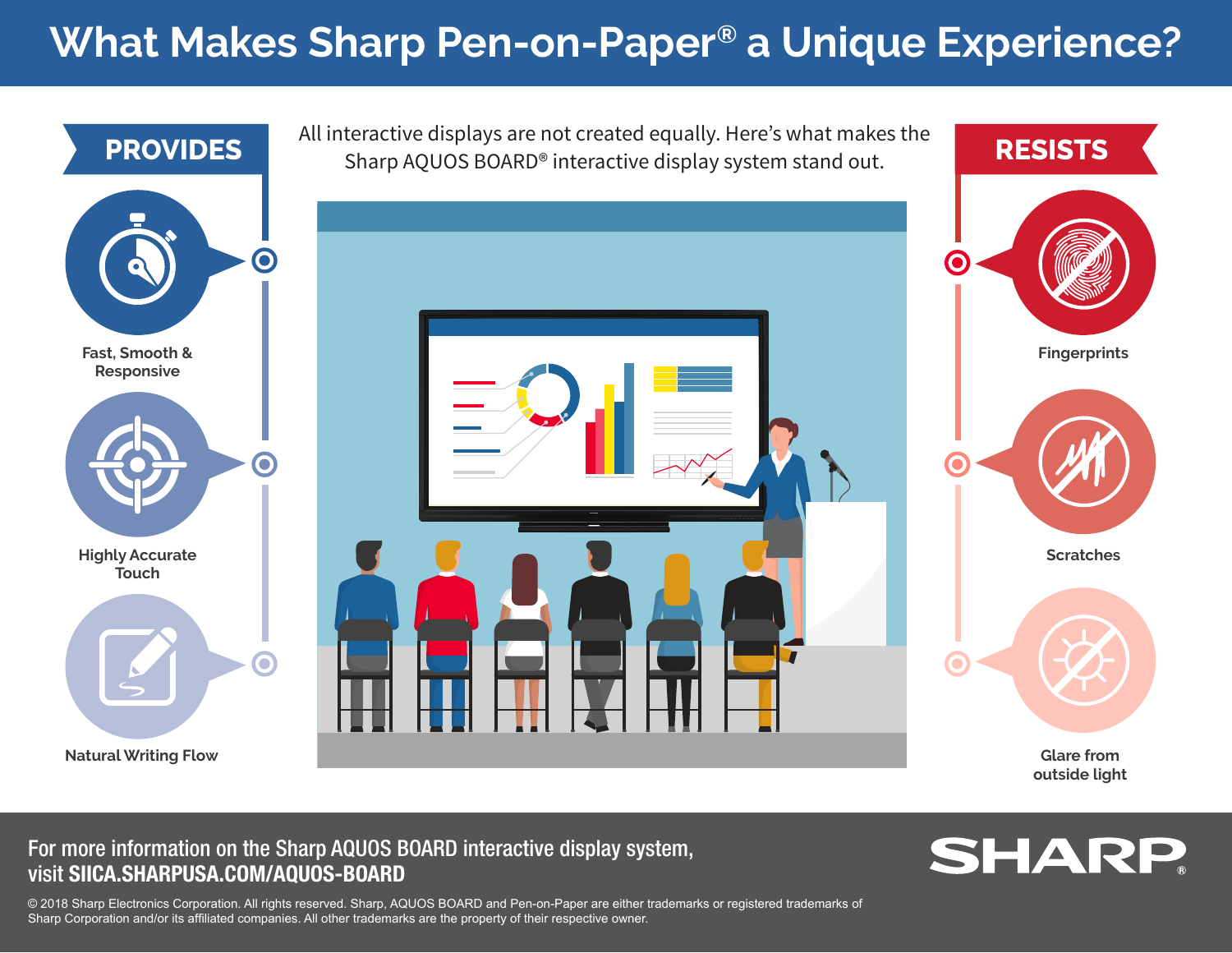# What Makes Sharp Pen-on-Paper® a Unique Experience?

All interactive displays are not created equally. Here's what makes the Sharp AQUOS BOARD® interactive display system stand out.

## PROVIDES

- Fast, Smooth & Responsive
- Highly Accurate Touch
- Natural Writing Flow

## RESISTS

- Fingerprints
- Scratches
- Glare from outside light

For more information on the Sharp AQUOS BOARD interactive display system, visit **SIICA.SHARPUSA.COM/AQUOS-BOARD**

SHARP®

© 2018 Sharp Electronics Corporation. All rights reserved. Sharp, AQUOS BOARD and Pen-on-Paper are either trademarks or registered trademarks of Sharp Corporation and/or its affiliated companies. All other trademarks are the property of their respective owner.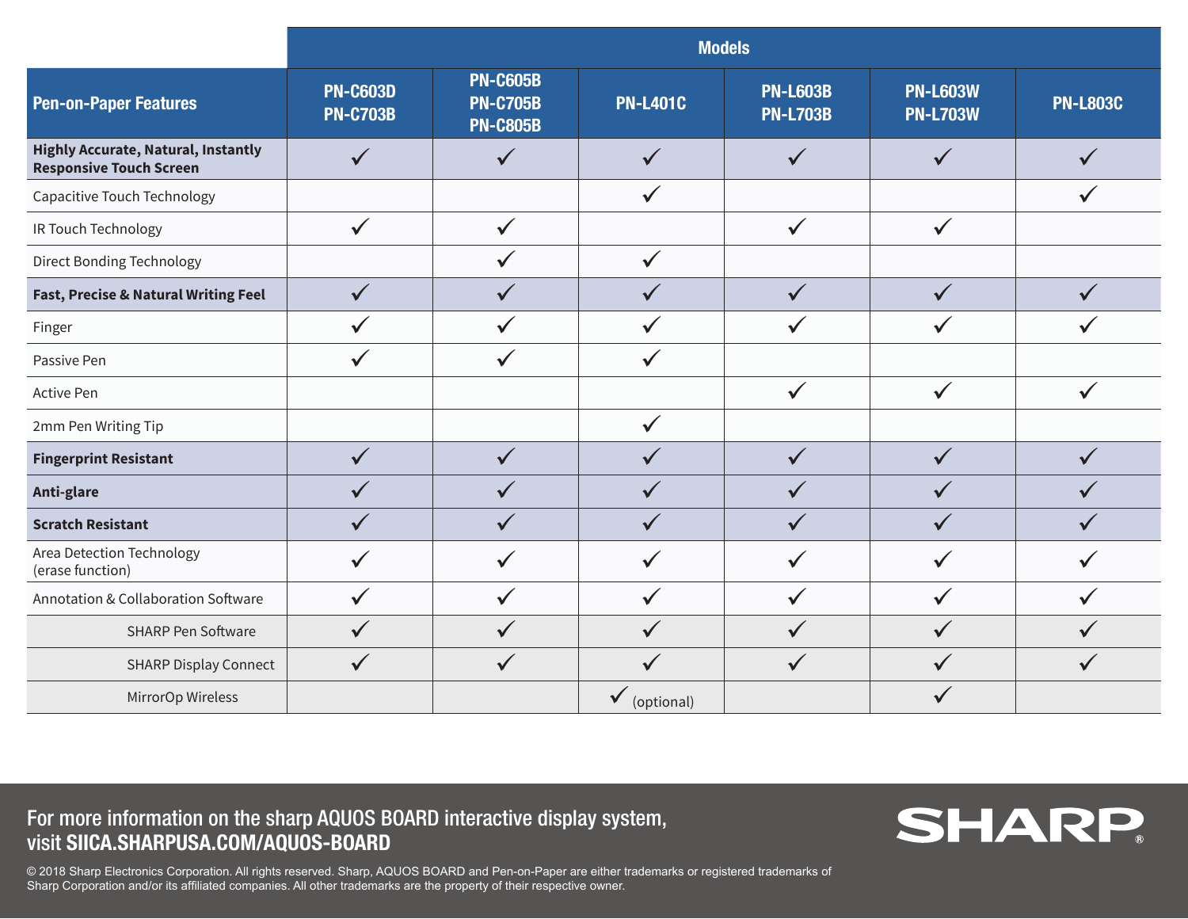| | Models | | | | | |
|---|---|---|---|---|---|---|
| **Pen-on-Paper Features** | **PN-C603D PN-C703B** | **PN-C605B PN-C705B PN-C805B** | **PN-L401C** | **PN-L603B PN-L703B** | **PN-L603W PN-L703W** | **PN-L803C** |
| **Highly Accurate, Natural, Instantly Responsive Touch Screen** | ✓ | ✓ | ✓ | ✓ | ✓ | ✓ |
| Capacitive Touch Technology | | | ✓ | | | ✓ |
| IR Touch Technology | ✓ | ✓ | | ✓ | ✓ | |
| Direct Bonding Technology | | ✓ | ✓ | | | |
| **Fast, Precise & Natural Writing Feel** | ✓ | ✓ | ✓ | ✓ | ✓ | ✓ |
| Finger | ✓ | ✓ | ✓ | ✓ | ✓ | ✓ |
| Passive Pen | ✓ | ✓ | ✓ | | | |
| Active Pen | | | | ✓ | ✓ | ✓ |
| 2mm Pen Writing Tip | | | ✓ | | | |
| **Fingerprint Resistant** | ✓ | ✓ | ✓ | ✓ | ✓ | ✓ |
| **Anti-glare** | ✓ | ✓ | ✓ | ✓ | ✓ | ✓ |
| **Scratch Resistant** | ✓ | ✓ | ✓ | ✓ | ✓ | ✓ |
| Area Detection Technology (erase function) | ✓ | ✓ | ✓ | ✓ | ✓ | ✓ |
| Annotation & Collaboration Software | ✓ | ✓ | ✓ | ✓ | ✓ | ✓ |
| SHARP Pen Software | ✓ | ✓ | ✓ | ✓ | ✓ | ✓ |
| SHARP Display Connect | ✓ | ✓ | ✓ | ✓ | ✓ | ✓ |
| MirrorOp Wireless | | | ✓ (optional) | | ✓ | |

For more information on the sharp AQUOS BOARD interactive display system, visit **SIICA.SHARPUSA.COM/AQUOS-BOARD**

SHARP®

© 2018 Sharp Electronics Corporation. All rights reserved. Sharp, AQUOS BOARD and Pen-on-Paper are either trademarks or registered trademarks of Sharp Corporation and/or its affiliated companies. All other trademarks are the property of their respective owner.